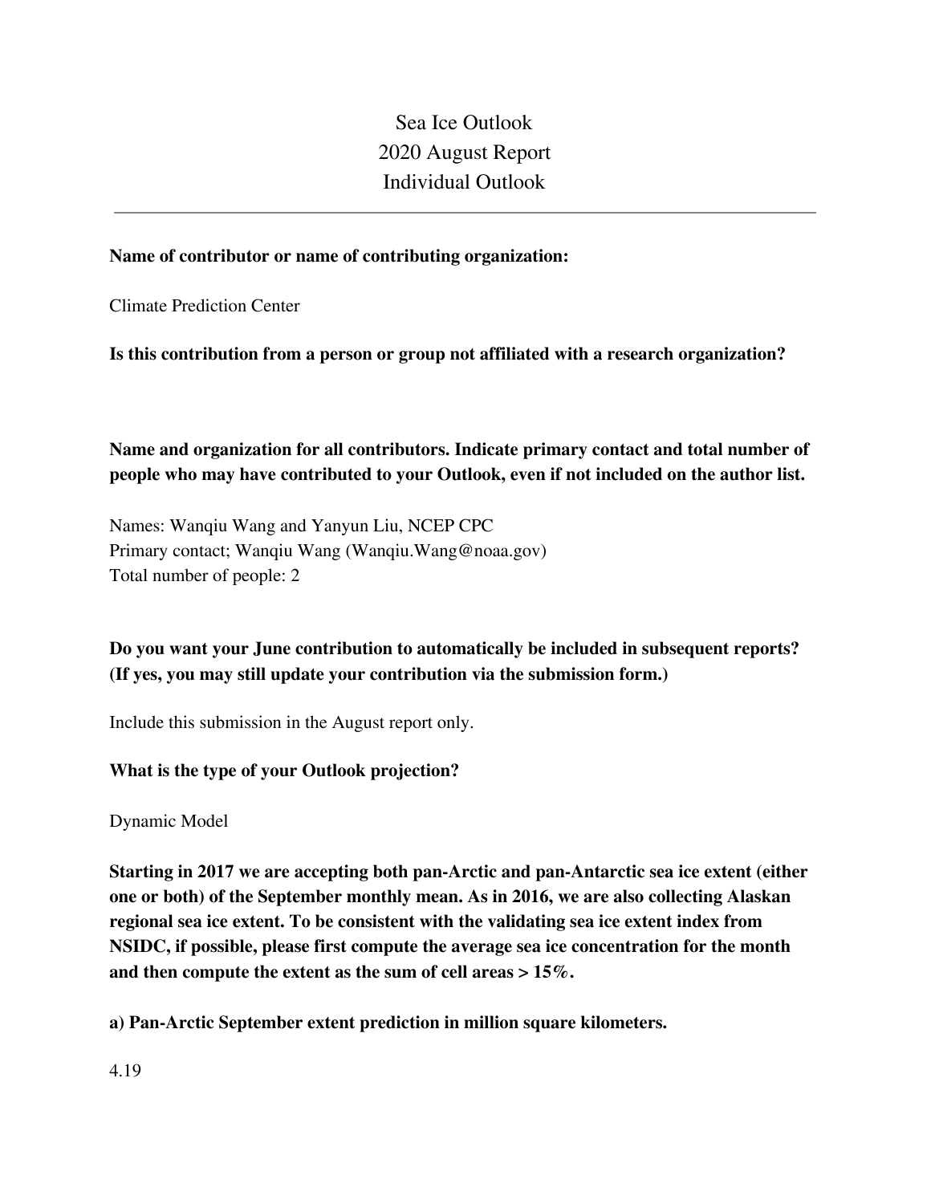# Sea Ice Outlook
# 2020 August Report
# Individual Outlook

---

**Name of contributor or name of contributing organization:**

Climate Prediction Center

**Is this contribution from a person or group not affiliated with a research organization?**

**Name and organization for all contributors. Indicate primary contact and total number of people who may have contributed to your Outlook, even if not included on the author list.**

Names: Wanqiu Wang and Yanyun Liu, NCEP CPC
Primary contact; Wanqiu Wang (Wanqiu.Wang@noaa.gov)
Total number of people: 2

**Do you want your June contribution to automatically be included in subsequent reports? (If yes, you may still update your contribution via the submission form.)**

Include this submission in the August report only.

**What is the type of your Outlook projection?**

Dynamic Model

**Starting in 2017 we are accepting both pan-Arctic and pan-Antarctic sea ice extent (either one or both) of the September monthly mean. As in 2016, we are also collecting Alaskan regional sea ice extent. To be consistent with the validating sea ice extent index from NSIDC, if possible, please first compute the average sea ice concentration for the month and then compute the extent as the sum of cell areas > 15%.**

**a) Pan-Arctic September extent prediction in million square kilometers.**

4.19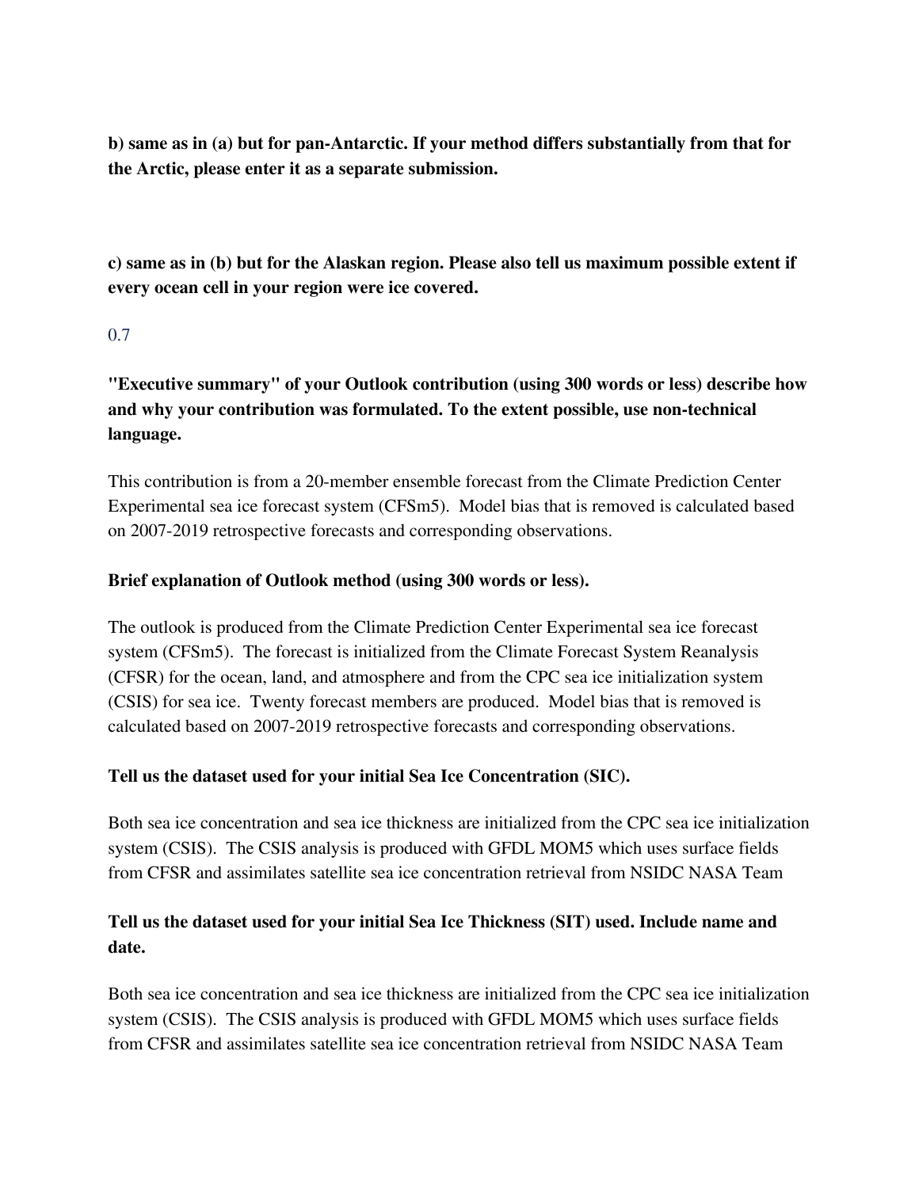**b) same as in (a) but for pan-Antarctic. If your method differs substantially from that for the Arctic, please enter it as a separate submission.**

**c) same as in (b) but for the Alaskan region. Please also tell us maximum possible extent if every ocean cell in your region were ice covered.**

0.7

**"Executive summary" of your Outlook contribution (using 300 words or less) describe how and why your contribution was formulated. To the extent possible, use non-technical language.**

This contribution is from a 20-member ensemble forecast from the Climate Prediction Center Experimental sea ice forecast system (CFSm5). Model bias that is removed is calculated based on 2007-2019 retrospective forecasts and corresponding observations.

**Brief explanation of Outlook method (using 300 words or less).**

The outlook is produced from the Climate Prediction Center Experimental sea ice forecast system (CFSm5). The forecast is initialized from the Climate Forecast System Reanalysis (CFSR) for the ocean, land, and atmosphere and from the CPC sea ice initialization system (CSIS) for sea ice. Twenty forecast members are produced. Model bias that is removed is calculated based on 2007-2019 retrospective forecasts and corresponding observations.

**Tell us the dataset used for your initial Sea Ice Concentration (SIC).**

Both sea ice concentration and sea ice thickness are initialized from the CPC sea ice initialization system (CSIS). The CSIS analysis is produced with GFDL MOM5 which uses surface fields from CFSR and assimilates satellite sea ice concentration retrieval from NSIDC NASA Team

**Tell us the dataset used for your initial Sea Ice Thickness (SIT) used. Include name and date.**

Both sea ice concentration and sea ice thickness are initialized from the CPC sea ice initialization system (CSIS). The CSIS analysis is produced with GFDL MOM5 which uses surface fields from CFSR and assimilates satellite sea ice concentration retrieval from NSIDC NASA Team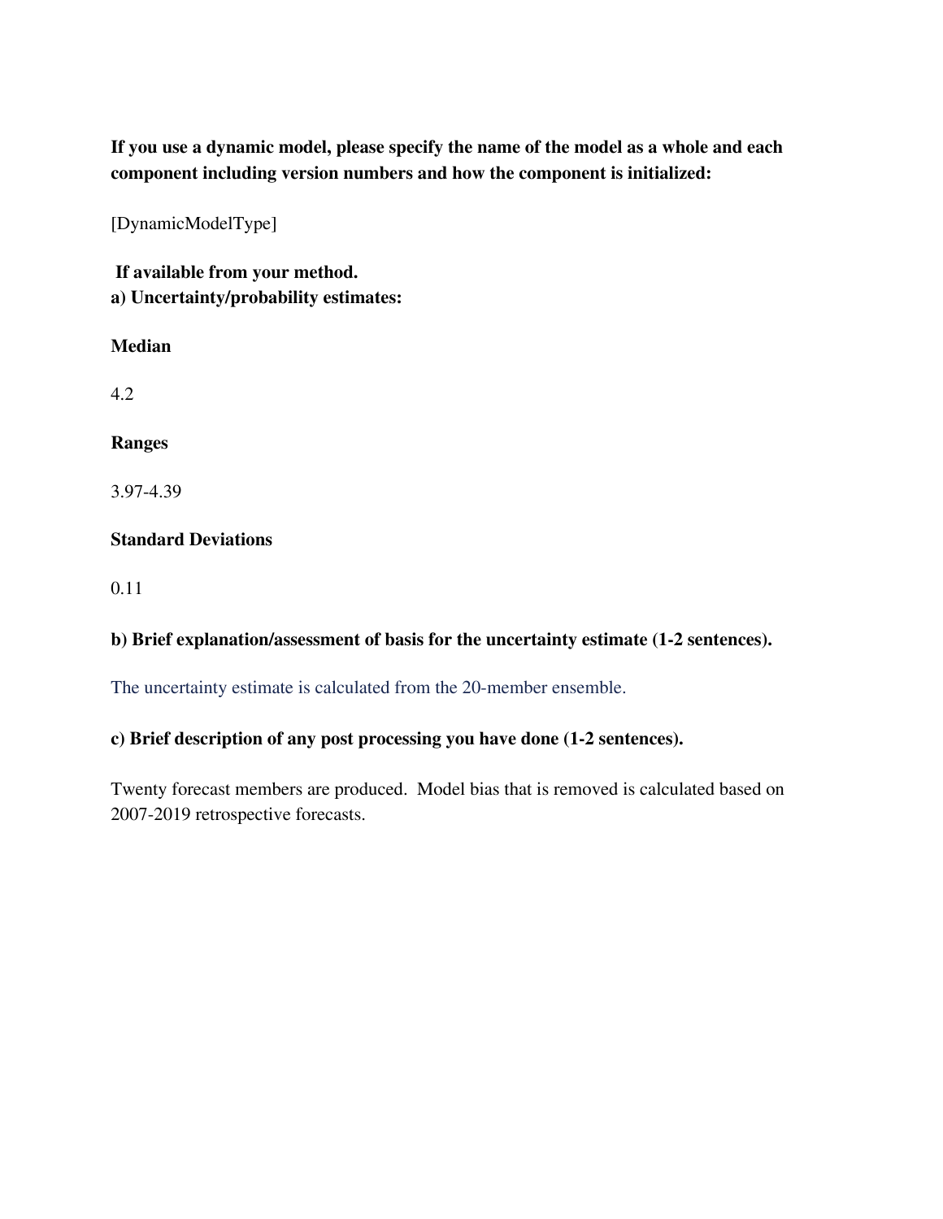**If you use a dynamic model, please specify the name of the model as a whole and each component including version numbers and how the component is initialized:**

[DynamicModelType]

**If available from your method.**
**a) Uncertainty/probability estimates:**

**Median**

4.2

**Ranges**

3.97-4.39

**Standard Deviations**

0.11

**b) Brief explanation/assessment of basis for the uncertainty estimate (1-2 sentences).**

The uncertainty estimate is calculated from the 20-member ensemble.

**c) Brief description of any post processing you have done (1-2 sentences).**

Twenty forecast members are produced. Model bias that is removed is calculated based on 2007-2019 retrospective forecasts.